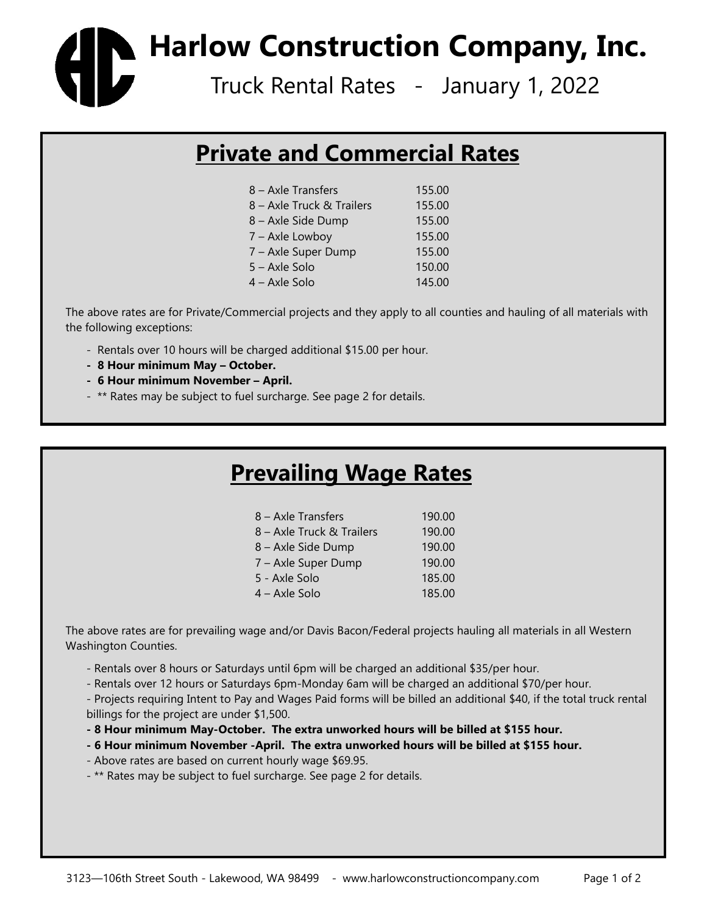# Harlow Construction Company, Inc.

Truck Rental Rates - January 1, 2022

## Private and Commercial Rates

| | |
|---|---|
| 8 – Axle Transfers | 155.00 |
| 8 – Axle Truck & Trailers | 155.00 |
| 8 – Axle Side Dump | 155.00 |
| 7 – Axle Lowboy | 155.00 |
| 7 – Axle Super Dump | 155.00 |
| 5 – Axle Solo | 150.00 |
| 4 – Axle Solo | 145.00 |

The above rates are for Private/Commercial projects and they apply to all counties and hauling of all materials with the following exceptions:

- Rentals over 10 hours will be charged additional $15.00 per hour.
- **8 Hour minimum May – October.**
- **6 Hour minimum November – April.**
- ** Rates may be subject to fuel surcharge. See page 2 for details.

## Prevailing Wage Rates

| | |
|---|---|
| 8 – Axle Transfers | 190.00 |
| 8 – Axle Truck & Trailers | 190.00 |
| 8 – Axle Side Dump | 190.00 |
| 7 – Axle Super Dump | 190.00 |
| 5 - Axle Solo | 185.00 |
| 4 – Axle Solo | 185.00 |

The above rates are for prevailing wage and/or Davis Bacon/Federal projects hauling all materials in all Western Washington Counties.

- Rentals over 8 hours or Saturdays until 6pm will be charged an additional $35/per hour.
- Rentals over 12 hours or Saturdays 6pm-Monday 6am will be charged an additional $70/per hour.
- Projects requiring Intent to Pay and Wages Paid forms will be billed an additional $40, if the total truck rental billings for the project are under $1,500.
- **8 Hour minimum May-October. The extra unworked hours will be billed at $155 hour.**
- **6 Hour minimum November -April. The extra unworked hours will be billed at $155 hour.**
- Above rates are based on current hourly wage $69.95.
- ** Rates may be subject to fuel surcharge. See page 2 for details.

3123—106th Street South - Lakewood, WA 98499 - www.harlowconstructioncompany.com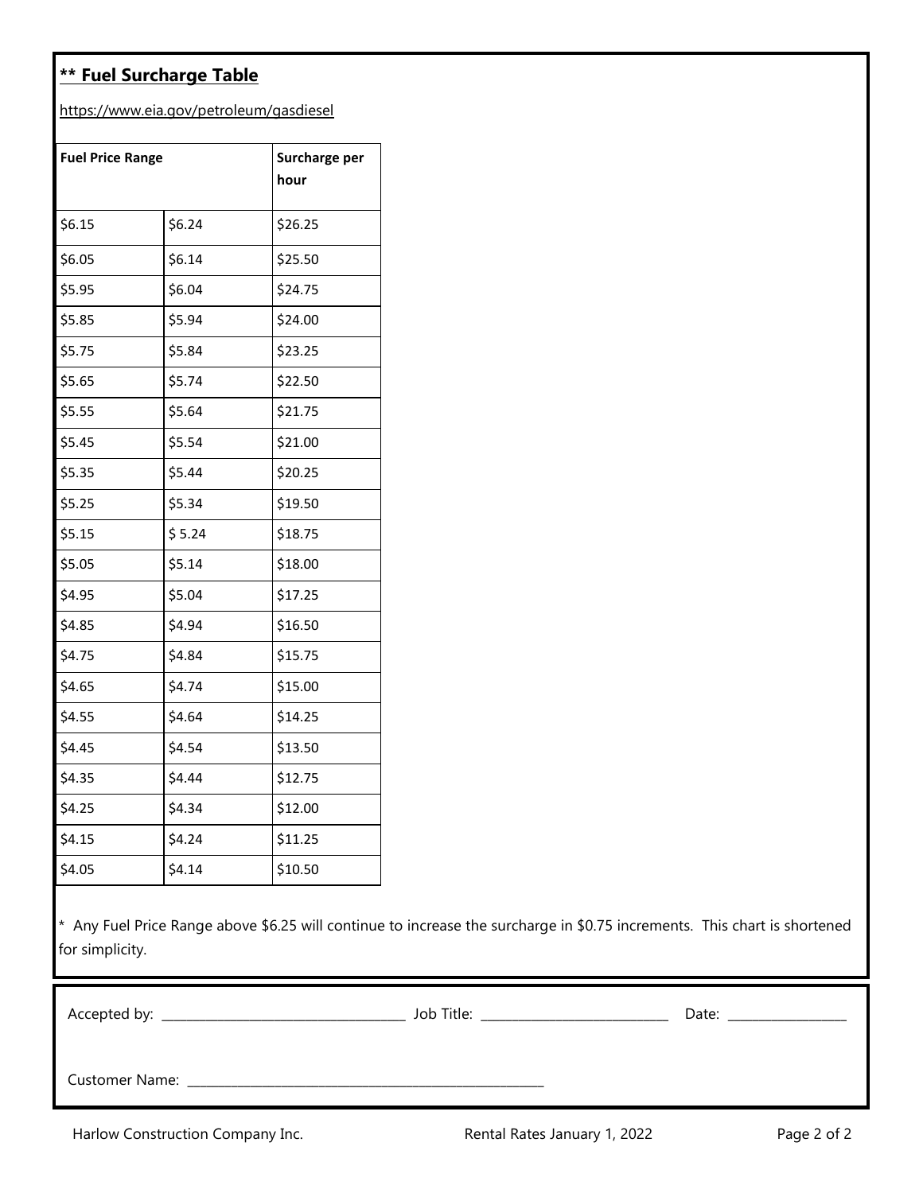## ** Fuel Surcharge Table

https://www.eia.gov/petroleum/gasdiesel

| Fuel Price Range | | Surcharge per hour |
|---|---|---|
| $6.15 | $6.24 | $26.25 |
| $6.05 | $6.14 | $25.50 |
| $5.95 | $6.04 | $24.75 |
| $5.85 | $5.94 | $24.00 |
| $5.75 | $5.84 | $23.25 |
| $5.65 | $5.74 | $22.50 |
| $5.55 | $5.64 | $21.75 |
| $5.45 | $5.54 | $21.00 |
| $5.35 | $5.44 | $20.25 |
| $5.25 | $5.34 | $19.50 |
| $5.15 | $ 5.24 | $18.75 |
| $5.05 | $5.14 | $18.00 |
| $4.95 | $5.04 | $17.25 |
| $4.85 | $4.94 | $16.50 |
| $4.75 | $4.84 | $15.75 |
| $4.65 | $4.74 | $15.00 |
| $4.55 | $4.64 | $14.25 |
| $4.45 | $4.54 | $13.50 |
| $4.35 | $4.44 | $12.75 |
| $4.25 | $4.34 | $12.00 |
| $4.15 | $4.24 | $11.25 |
| $4.05 | $4.14 | $10.50 |

* Any Fuel Price Range above $6.25 will continue to increase the surcharge in $0.75 increments. This chart is shortened for simplicity.

Accepted by: ______________________ Job Title: ____________________ Date: ______________

Customer Name: ________________________________________